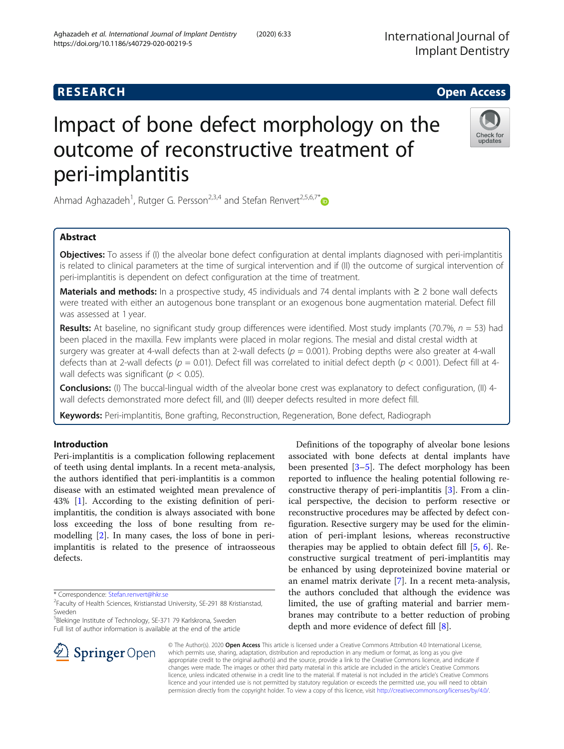RESEARCH Open Access

# Impact of bone defect morphology on the outcome of reconstructive treatment of peri-implantitis

Ahmad Aghazadeh[1], Rutger G. Persson[2,3,4] and Stefan Renvert[2,5,6,7*]

## Abstract

**Objectives:** To assess if (I) the alveolar bone defect configuration at dental implants diagnosed with peri-implantitis is related to clinical parameters at the time of surgical intervention and if (II) the outcome of surgical intervention of peri-implantitis is dependent on defect configuration at the time of treatment.

**Materials and methods:** In a prospective study, 45 individuals and 74 dental implants with ≥ 2 bone wall defects were treated with either an autogenous bone transplant or an exogenous bone augmentation material. Defect fill was assessed at 1 year.

**Results:** At baseline, no significant study group differences were identified. Most study implants (70.7%, $n = 53$) had been placed in the maxilla. Few implants were placed in molar regions. The mesial and distal crestal width at surgery was greater at 4-wall defects than at 2-wall defects ($p = 0.001$). Probing depths were also greater at 4-wall defects than at 2-wall defects ($p = 0.01$). Defect fill was correlated to initial defect depth ($p < 0.001$). Defect fill at 4-wall defects was significant ($p < 0.05$).

**Conclusions:** (I) The buccal-lingual width of the alveolar bone crest was explanatory to defect configuration, (II) 4-wall defects demonstrated more defect fill, and (III) deeper defects resulted in more defect fill.

**Keywords:** Peri-implantitis, Bone grafting, Reconstruction, Regeneration, Bone defect, Radiograph

## Introduction

Peri-implantitis is a complication following replacement of teeth using dental implants. In a recent meta-analysis, the authors identified that peri-implantitis is a common disease with an estimated weighted mean prevalence of 43% [1]. According to the existing definition of peri-implantitis, the condition is always associated with bone loss exceeding the loss of bone resulting from remodelling [2]. In many cases, the loss of bone in peri-implantitis is related to the presence of intraosseous defects.

Definitions of the topography of alveolar bone lesions associated with bone defects at dental implants have been presented [3–5]. The defect morphology has been reported to influence the healing potential following reconstructive therapy of peri-implantitis [3]. From a clinical perspective, the decision to perform resective or reconstructive procedures may be affected by defect configuration. Resective surgery may be used for the elimination of peri-implant lesions, whereas reconstructive therapies may be applied to obtain defect fill [5, 6]. Reconstructive surgical treatment of peri-implantitis may be enhanced by using deproteinized bovine material or an enamel matrix derivate [7]. In a recent meta-analysis, the authors concluded that although the evidence was limited, the use of grafting material and barrier membranes may contribute to a better reduction of probing depth and more evidence of defect fill [8].

* Correspondence: Stefan.renvert@hkr.se
[2]Faculty of Health Sciences, Kristianstad University, SE-291 88 Kristianstad, Sweden
[5]Blekinge Institute of Technology, SE-371 79 Karlskrona, Sweden
Full list of author information is available at the end of the article

© The Author(s). 2020 **Open Access** This article is licensed under a Creative Commons Attribution 4.0 International License, which permits use, sharing, adaptation, distribution and reproduction in any medium or format, as long as you give appropriate credit to the original author(s) and the source, provide a link to the Creative Commons licence, and indicate if changes were made. The images or other third party material in this article are included in the article's Creative Commons licence, unless indicated otherwise in a credit line to the material. If material is not included in the article's Creative Commons licence and your intended use is not permitted by statutory regulation or exceeds the permitted use, you will need to obtain permission directly from the copyright holder. To view a copy of this licence, visit http://creativecommons.org/licenses/by/4.0/.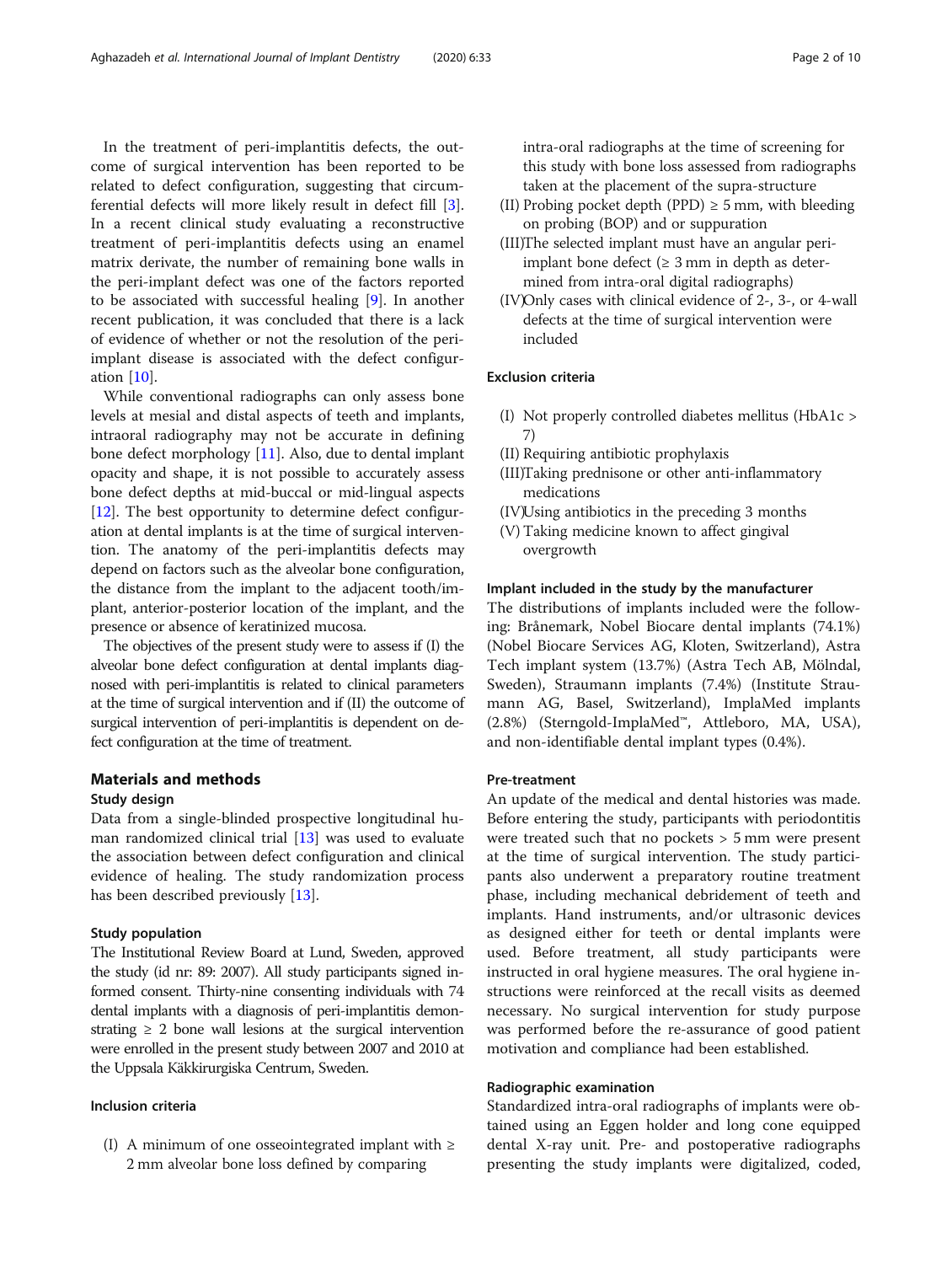In the treatment of peri-implantitis defects, the outcome of surgical intervention has been reported to be related to defect configuration, suggesting that circumferential defects will more likely result in defect fill [3]. In a recent clinical study evaluating a reconstructive treatment of peri-implantitis defects using an enamel matrix derivate, the number of remaining bone walls in the peri-implant defect was one of the factors reported to be associated with successful healing [9]. In another recent publication, it was concluded that there is a lack of evidence of whether or not the resolution of the peri-implant disease is associated with the defect configuration [10].

While conventional radiographs can only assess bone levels at mesial and distal aspects of teeth and implants, intraoral radiography may not be accurate in defining bone defect morphology [11]. Also, due to dental implant opacity and shape, it is not possible to accurately assess bone defect depths at mid-buccal or mid-lingual aspects [12]. The best opportunity to determine defect configuration at dental implants is at the time of surgical intervention. The anatomy of the peri-implantitis defects may depend on factors such as the alveolar bone configuration, the distance from the implant to the adjacent tooth/implant, anterior-posterior location of the implant, and the presence or absence of keratinized mucosa.

The objectives of the present study were to assess if (I) the alveolar bone defect configuration at dental implants diagnosed with peri-implantitis is related to clinical parameters at the time of surgical intervention and if (II) the outcome of surgical intervention of peri-implantitis is dependent on defect configuration at the time of treatment.

## Materials and methods

### Study design

Data from a single-blinded prospective longitudinal human randomized clinical trial [13] was used to evaluate the association between defect configuration and clinical evidence of healing. The study randomization process has been described previously [13].

### Study population

The Institutional Review Board at Lund, Sweden, approved the study (id nr: 89: 2007). All study participants signed informed consent. Thirty-nine consenting individuals with 74 dental implants with a diagnosis of peri-implantitis demonstrating ≥ 2 bone wall lesions at the surgical intervention were enrolled in the present study between 2007 and 2010 at the Uppsala Käkkirurgiska Centrum, Sweden.

### Inclusion criteria

(I) A minimum of one osseointegrated implant with ≥ 2 mm alveolar bone loss defined by comparing intra-oral radiographs at the time of screening for this study with bone loss assessed from radiographs taken at the placement of the supra-structure
(II) Probing pocket depth (PPD) ≥ 5 mm, with bleeding on probing (BOP) and or suppuration
(III) The selected implant must have an angular peri-implant bone defect (≥ 3 mm in depth as determined from intra-oral digital radiographs)
(IV) Only cases with clinical evidence of 2-, 3-, or 4-wall defects at the time of surgical intervention were included

### Exclusion criteria

(I) Not properly controlled diabetes mellitus (HbA1c > 7)
(II) Requiring antibiotic prophylaxis
(III) Taking prednisone or other anti-inflammatory medications
(IV) Using antibiotics in the preceding 3 months
(V) Taking medicine known to affect gingival overgrowth

### Implant included in the study by the manufacturer

The distributions of implants included were the following: Brånemark, Nobel Biocare dental implants (74.1%) (Nobel Biocare Services AG, Kloten, Switzerland), Astra Tech implant system (13.7%) (Astra Tech AB, Mölndal, Sweden), Straumann implants (7.4%) (Institute Straumann AG, Basel, Switzerland), ImplaMed implants (2.8%) (Sterngold-ImplaMed™, Attleboro, MA, USA), and non-identifiable dental implant types (0.4%).

### Pre-treatment

An update of the medical and dental histories was made. Before entering the study, participants with periodontitis were treated such that no pockets > 5 mm were present at the time of surgical intervention. The study participants also underwent a preparatory routine treatment phase, including mechanical debridement of teeth and implants. Hand instruments, and/or ultrasonic devices as designed either for teeth or dental implants were used. Before treatment, all study participants were instructed in oral hygiene measures. The oral hygiene instructions were reinforced at the recall visits as deemed necessary. No surgical intervention for study purpose was performed before the re-assurance of good patient motivation and compliance had been established.

### Radiographic examination

Standardized intra-oral radiographs of implants were obtained using an Eggen holder and long cone equipped dental X-ray unit. Pre- and postoperative radiographs presenting the study implants were digitalized, coded,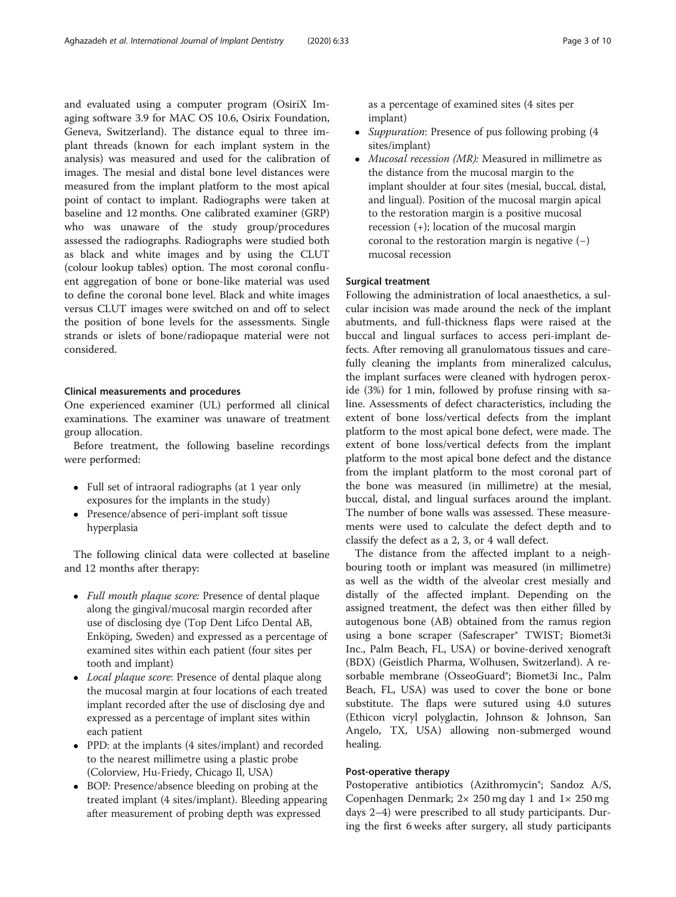and evaluated using a computer program (OsiriX Imaging software 3.9 for MAC OS 10.6, Osirix Foundation, Geneva, Switzerland). The distance equal to three implant threads (known for each implant system in the analysis) was measured and used for the calibration of images. The mesial and distal bone level distances were measured from the implant platform to the most apical point of contact to implant. Radiographs were taken at baseline and 12 months. One calibrated examiner (GRP) who was unaware of the study group/procedures assessed the radiographs. Radiographs were studied both as black and white images and by using the CLUT (colour lookup tables) option. The most coronal confluent aggregation of bone or bone-like material was used to define the coronal bone level. Black and white images versus CLUT images were switched on and off to select the position of bone levels for the assessments. Single strands or islets of bone/radiopaque material were not considered.

### Clinical measurements and procedures

One experienced examiner (UL) performed all clinical examinations. The examiner was unaware of treatment group allocation.

Before treatment, the following baseline recordings were performed:

- Full set of intraoral radiographs (at 1 year only exposures for the implants in the study)
- Presence/absence of peri-implant soft tissue hyperplasia

The following clinical data were collected at baseline and 12 months after therapy:

- *Full mouth plaque score:* Presence of dental plaque along the gingival/mucosal margin recorded after use of disclosing dye (Top Dent Lifco Dental AB, Enköping, Sweden) and expressed as a percentage of examined sites within each patient (four sites per tooth and implant)
- *Local plaque score*: Presence of dental plaque along the mucosal margin at four locations of each treated implant recorded after the use of disclosing dye and expressed as a percentage of implant sites within each patient
- PPD: at the implants (4 sites/implant) and recorded to the nearest millimetre using a plastic probe (Colorview, Hu-Friedy, Chicago Il, USA)
- BOP*:* Presence/absence bleeding on probing at the treated implant (4 sites/implant). Bleeding appearing after measurement of probing depth was expressed as a percentage of examined sites (4 sites per implant)
- *Suppuration*: Presence of pus following probing (4 sites/implant)
- *Mucosal recession (MR):* Measured in millimetre as the distance from the mucosal margin to the implant shoulder at four sites (mesial, buccal, distal, and lingual). Position of the mucosal margin apical to the restoration margin is a positive mucosal recession (+); location of the mucosal margin coronal to the restoration margin is negative (−) mucosal recession

### Surgical treatment

Following the administration of local anaesthetics, a sulcular incision was made around the neck of the implant abutments, and full-thickness flaps were raised at the buccal and lingual surfaces to access peri-implant defects. After removing all granulomatous tissues and carefully cleaning the implants from mineralized calculus, the implant surfaces were cleaned with hydrogen peroxide (3%) for 1 min, followed by profuse rinsing with saline. Assessments of defect characteristics, including the extent of bone loss/vertical defects from the implant platform to the most apical bone defect, were made. The extent of bone loss/vertical defects from the implant platform to the most apical bone defect and the distance from the implant platform to the most coronal part of the bone was measured (in millimetre) at the mesial, buccal, distal, and lingual surfaces around the implant. The number of bone walls was assessed. These measurements were used to calculate the defect depth and to classify the defect as a 2, 3, or 4 wall defect.

The distance from the affected implant to a neighbouring tooth or implant was measured (in millimetre) as well as the width of the alveolar crest mesially and distally of the affected implant. Depending on the assigned treatment, the defect was then either filled by autogenous bone (AB) obtained from the ramus region using a bone scraper (Safescraper® TWIST; Biomet3i Inc., Palm Beach, FL, USA) or bovine-derived xenograft (BDX) (Geistlich Pharma, Wolhusen, Switzerland). A resorbable membrane (OsseoGuard®; Biomet3i Inc., Palm Beach, FL, USA) was used to cover the bone or bone substitute. The flaps were sutured using 4.0 sutures (Ethicon vicryl polyglactin, Johnson & Johnson, San Angelo, TX, USA) allowing non-submerged wound healing.

### Post-operative therapy

Postoperative antibiotics (Azithromycin®; Sandoz A/S, Copenhagen Denmark; 2× 250 mg day 1 and 1× 250 mg days 2–4) were prescribed to all study participants. During the first 6 weeks after surgery, all study participants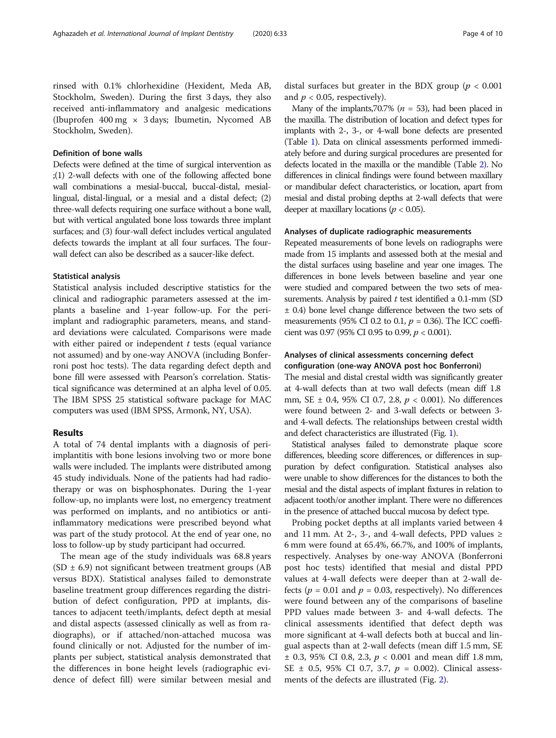rinsed with 0.1% chlorhexidine (Hexident, Meda AB, Stockholm, Sweden). During the first 3 days, they also received anti-inflammatory and analgesic medications (Ibuprofen 400 mg × 3 days; Ibumetin, Nycomed AB Stockholm, Sweden).

### Definition of bone walls

Defects were defined at the time of surgical intervention as ;(1) 2-wall defects with one of the following affected bone wall combinations a mesial-buccal, buccal-distal, mesial-lingual, distal-lingual, or a mesial and a distal defect; (2) three-wall defects requiring one surface without a bone wall, but with vertical angulated bone loss towards three implant surfaces; and (3) four-wall defect includes vertical angulated defects towards the implant at all four surfaces. The four-wall defect can also be described as a saucer-like defect.

### Statistical analysis

Statistical analysis included descriptive statistics for the clinical and radiographic parameters assessed at the implants a baseline and 1-year follow-up. For the peri-implant and radiographic parameters, means, and standard deviations were calculated. Comparisons were made with either paired or independent $t$ tests (equal variance not assumed) and by one-way ANOVA (including Bonferroni post hoc tests). The data regarding defect depth and bone fill were assessed with Pearson's correlation. Statistical significance was determined at an alpha level of 0.05. The IBM SPSS 25 statistical software package for MAC computers was used (IBM SPSS, Armonk, NY, USA).

## Results

A total of 74 dental implants with a diagnosis of peri-implantitis with bone lesions involving two or more bone walls were included. The implants were distributed among 45 study individuals. None of the patients had had radiotherapy or was on bisphosphonates. During the 1-year follow-up, no implants were lost, no emergency treatment was performed on implants, and no antibiotics or anti-inflammatory medications were prescribed beyond what was part of the study protocol. At the end of year one, no loss to follow-up by study participant had occurred.

The mean age of the study individuals was 68.8 years (SD ± 6.9) not significant between treatment groups (AB versus BDX). Statistical analyses failed to demonstrate baseline treatment group differences regarding the distribution of defect configuration, PPD at implants, distances to adjacent teeth/implants, defect depth at mesial and distal aspects (assessed clinically as well as from radiographs), or if attached/non-attached mucosa was found clinically or not. Adjusted for the number of implants per subject, statistical analysis demonstrated that the differences in bone height levels (radiographic evidence of defect fill) were similar between mesial and distal surfaces but greater in the BDX group ($p < 0.001$ and $p < 0.05$, respectively).

Many of the implants,70.7% ($n = 53$), had been placed in the maxilla. The distribution of location and defect types for implants with 2-, 3-, or 4-wall bone defects are presented (Table 1). Data on clinical assessments performed immediately before and during surgical procedures are presented for defects located in the maxilla or the mandible (Table 2). No differences in clinical findings were found between maxillary or mandibular defect characteristics, or location, apart from mesial and distal probing depths at 2-wall defects that were deeper at maxillary locations ($p < 0.05$).

### Analyses of duplicate radiographic measurements

Repeated measurements of bone levels on radiographs were made from 15 implants and assessed both at the mesial and the distal surfaces using baseline and year one images. The differences in bone levels between baseline and year one were studied and compared between the two sets of measurements. Analysis by paired $t$ test identified a 0.1-mm (SD ± 0.4) bone level change difference between the two sets of measurements (95% CI 0.2 to 0.1, $p = 0.36$). The ICC coefficient was 0.97 (95% CI 0.95 to 0.99, $p < 0.001$).

### Analyses of clinical assessments concerning defect configuration (one-way ANOVA post hoc Bonferroni)

The mesial and distal crestal width was significantly greater at 4-wall defects than at two wall defects (mean diff 1.8 mm, SE ± 0.4, 95% CI 0.7, 2.8, $p < 0.001$). No differences were found between 2- and 3-wall defects or between 3- and 4-wall defects. The relationships between crestal width and defect characteristics are illustrated (Fig. 1).

Statistical analyses failed to demonstrate plaque score differences, bleeding score differences, or differences in suppuration by defect configuration. Statistical analyses also were unable to show differences for the distances to both the mesial and the distal aspects of implant fixtures in relation to adjacent tooth/or another implant. There were no differences in the presence of attached buccal mucosa by defect type.

Probing pocket depths at all implants varied between 4 and 11 mm. At 2-, 3-, and 4-wall defects, PPD values ≥ 6 mm were found at 65.4%, 66.7%, and 100% of implants, respectively. Analyses by one-way ANOVA (Bonferroni post hoc tests) identified that mesial and distal PPD values at 4-wall defects were deeper than at 2-wall defects ($p = 0.01$ and $p = 0.03$, respectively). No differences were found between any of the comparisons of baseline PPD values made between 3- and 4-wall defects. The clinical assessments identified that defect depth was more significant at 4-wall defects both at buccal and lingual aspects than at 2-wall defects (mean diff 1.5 mm, SE ± 0.3, 95% CI 0.8, 2.3, $p < 0.001$ and mean diff 1.8 mm, SE ± 0.5, 95% CI 0.7, 3.7, $p = 0.002$). Clinical assessments of the defects are illustrated (Fig. 2).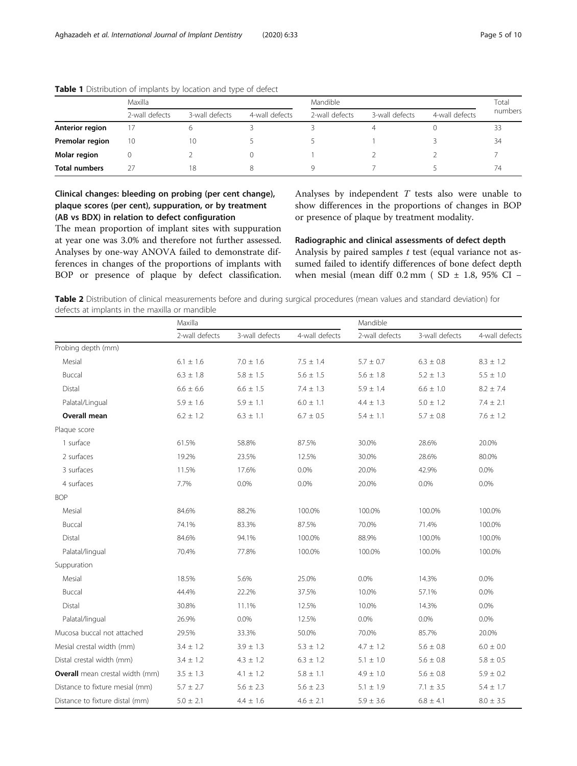**Table 1** Distribution of implants by location and type of defect

| | Maxilla | | | Mandible | | | Total numbers |
|---|---|---|---|---|---|---|---|
| | 2-wall defects | 3-wall defects | 4-wall defects | 2-wall defects | 3-wall defects | 4-wall defects | |
| **Anterior region** | 17 | 6 | 3 | 3 | 4 | 0 | 33 |
| **Premolar region** | 10 | 10 | 5 | 5 | 1 | 3 | 34 |
| **Molar region** | 0 | 2 | 0 | 1 | 2 | 2 | 7 |
| **Total numbers** | 27 | 18 | 8 | 9 | 7 | 5 | 74 |

### Clinical changes: bleeding on probing (per cent change), plaque scores (per cent), suppuration, or by treatment (AB vs BDX) in relation to defect configuration

The mean proportion of implant sites with suppuration at year one was 3.0% and therefore not further assessed. Analyses by one-way ANOVA failed to demonstrate differences in changes of the proportions of implants with BOP or presence of plaque by defect classification. Analyses by independent *T* tests also were unable to show differences in the proportions of changes in BOP or presence of plaque by treatment modality.

### Radiographic and clinical assessments of defect depth

Analysis by paired samples *t* test (equal variance not assumed failed to identify differences of bone defect depth when mesial (mean diff 0.2 mm ( SD ± 1.8, 95% CI –

**Table 2** Distribution of clinical measurements before and during surgical procedures (mean values and standard deviation) for defects at implants in the maxilla or mandible

| | Maxilla | | | Mandible | | |
|---|---|---|---|---|---|---|
| | 2-wall defects | 3-wall defects | 4-wall defects | 2-wall defects | 3-wall defects | 4-wall defects |
| Probing depth (mm) | | | | | | |
| Mesial | 6.1 ± 1.6 | 7.0 ± 1.6 | 7.5 ± 1.4 | 5.7 ± 0.7 | 6.3 ± 0.8 | 8.3 ± 1.2 |
| Buccal | 6.3 ± 1.8 | 5.8 ± 1.5 | 5.6 ± 1.5 | 5.6 ± 1.8 | 5.2 ± 1.3 | 5.5 ± 1.0 |
| Distal | 6.6 ± 6.6 | 6.6 ± 1.5 | 7.4 ± 1.3 | 5.9 ± 1.4 | 6.6 ± 1.0 | 8.2 ± 7.4 |
| Palatal/Lingual | 5.9 ± 1.6 | 5.9 ± 1.1 | 6.0 ± 1.1 | 4.4 ± 1.3 | 5.0 ± 1.2 | 7.4 ± 2.1 |
| **Overall mean** | 6.2 ± 1.2 | 6.3 ± 1.1 | 6.7 ± 0.5 | 5.4 ± 1.1 | 5.7 ± 0.8 | 7.6 ± 1.2 |
| Plaque score | | | | | | |
| 1 surface | 61.5% | 58.8% | 87.5% | 30.0% | 28.6% | 20.0% |
| 2 surfaces | 19.2% | 23.5% | 12.5% | 30.0% | 28.6% | 80.0% |
| 3 surfaces | 11.5% | 17.6% | 0.0% | 20.0% | 42.9% | 0.0% |
| 4 surfaces | 7.7% | 0.0% | 0.0% | 20.0% | 0.0% | 0.0% |
| BOP | | | | | | |
| Mesial | 84.6% | 88.2% | 100.0% | 100.0% | 100.0% | 100.0% |
| Buccal | 74.1% | 83.3% | 87.5% | 70.0% | 71.4% | 100.0% |
| Distal | 84.6% | 94.1% | 100.0% | 88.9% | 100.0% | 100.0% |
| Palatal/lingual | 70.4% | 77.8% | 100.0% | 100.0% | 100.0% | 100.0% |
| Suppuration | | | | | | |
| Mesial | 18.5% | 5.6% | 25.0% | 0.0% | 14.3% | 0.0% |
| Buccal | 44.4% | 22.2% | 37.5% | 10.0% | 57.1% | 0.0% |
| Distal | 30.8% | 11.1% | 12.5% | 10.0% | 14.3% | 0.0% |
| Palatal/lingual | 26.9% | 0.0% | 12.5% | 0.0% | 0.0% | 0.0% |
| Mucosa buccal not attached | 29.5% | 33.3% | 50.0% | 70.0% | 85.7% | 20.0% |
| Mesial crestal width (mm) | 3.4 ± 1.2 | 3.9 ± 1.3 | 5.3 ± 1.2 | 4.7 ± 1.2 | 5.6 ± 0.8 | 6.0 ± 0.0 |
| Distal crestal width (mm) | 3.4 ± 1.2 | 4.3 ± 1.2 | 6.3 ± 1.2 | 5.1 ± 1.0 | 5.6 ± 0.8 | 5.8 ± 0.5 |
| **Overall** mean crestal width (mm) | 3.5 ± 1.3 | 4.1 ± 1.2 | 5.8 ± 1.1 | 4.9 ± 1.0 | 5.6 ± 0.8 | 5.9 ± 0.2 |
| Distance to fixture mesial (mm) | 5.7 ± 2.7 | 5.6 ± 2.3 | 5.6 ± 2.3 | 5.1 ± 1.9 | 7.1 ± 3.5 | 5.4 ± 1.7 |
| Distance to fixture distal (mm) | 5.0 ± 2.1 | 4.4 ± 1.6 | 4.6 ± 2.1 | 5.9 ± 3.6 | 6.8 ± 4.1 | 8.0 ± 3.5 |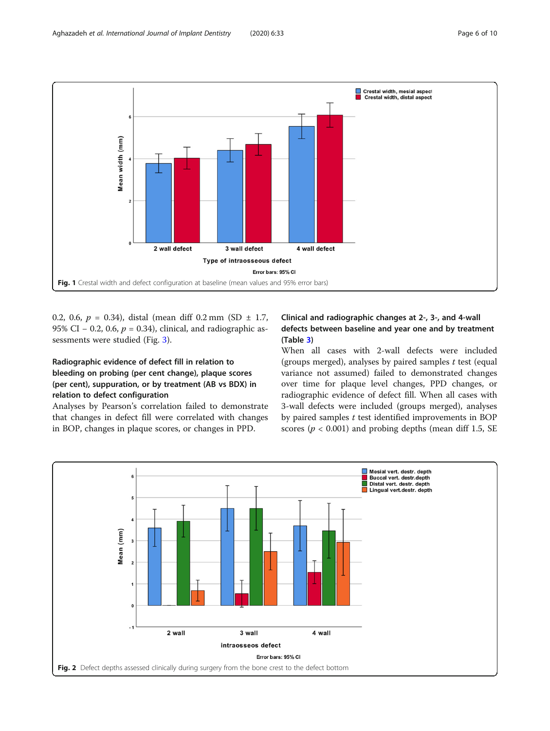Fig. 1 Crestal width and defect configuration at baseline (mean values and 95% error bars)

0.2, 0.6, $p = 0.34$), distal (mean diff 0.2 mm (SD ± 1.7, 95% CI − 0.2, 0.6, $p = 0.34$), clinical, and radiographic assessments were studied (Fig. 3).

### Radiographic evidence of defect fill in relation to bleeding on probing (per cent change), plaque scores (per cent), suppuration, or by treatment (AB vs BDX) in relation to defect configuration

Analyses by Pearson's correlation failed to demonstrate that changes in defect fill were correlated with changes in BOP, changes in plaque scores, or changes in PPD.

### Clinical and radiographic changes at 2-, 3-, and 4-wall defects between baseline and year one and by treatment (Table 3)

When all cases with 2-wall defects were included (groups merged), analyses by paired samples *t* test (equal variance not assumed) failed to demonstrated changes over time for plaque level changes, PPD changes, or radiographic evidence of defect fill. When all cases with 3-wall defects were included (groups merged), analyses by paired samples *t* test identified improvements in BOP scores ($p < 0.001$) and probing depths (mean diff 1.5, SE

Fig. 2 Defect depths assessed clinically during surgery from the bone crest to the defect bottom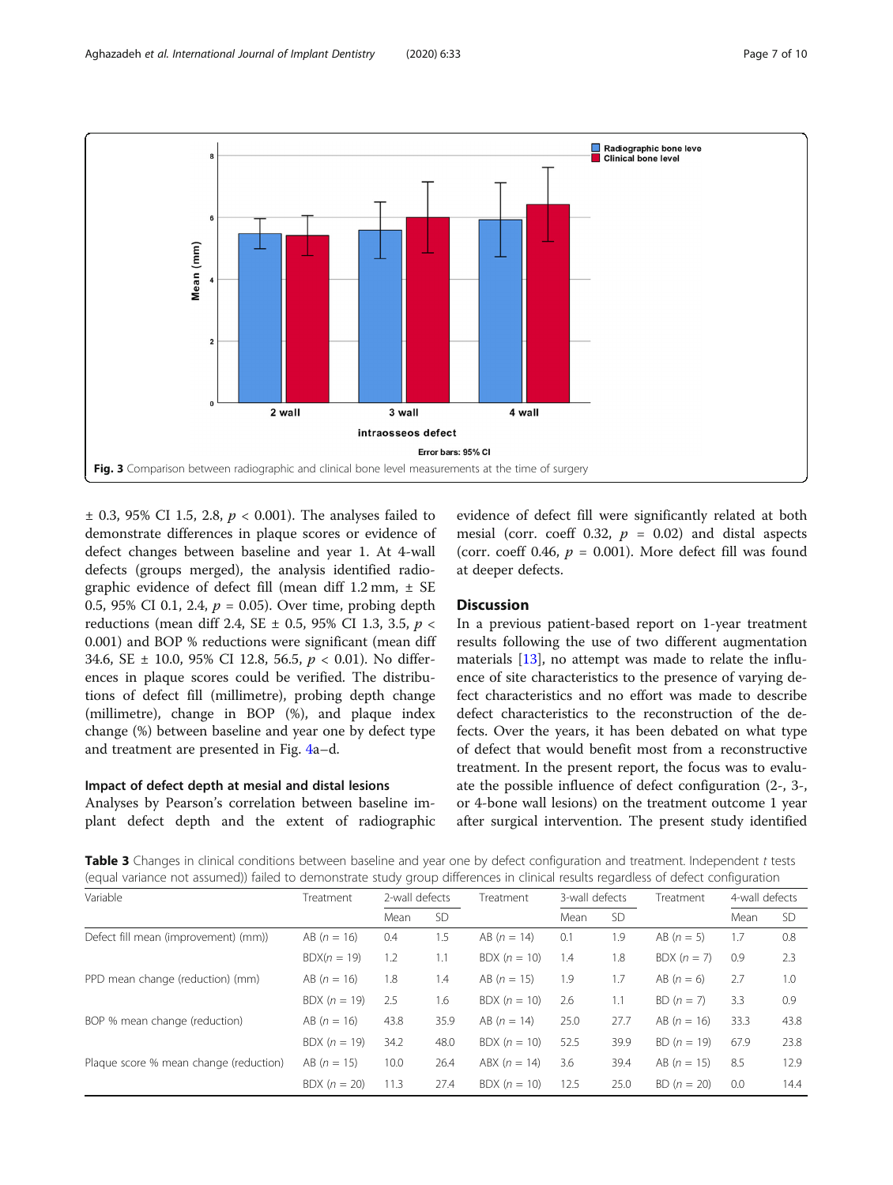Fig. 3 Comparison between radiographic and clinical bone level measurements at the time of surgery

± 0.3, 95% CI 1.5, 2.8, $p < 0.001$). The analyses failed to demonstrate differences in plaque scores or evidence of defect changes between baseline and year 1. At 4-wall defects (groups merged), the analysis identified radiographic evidence of defect fill (mean diff 1.2 mm, ± SE 0.5, 95% CI 0.1, 2.4, $p = 0.05$). Over time, probing depth reductions (mean diff 2.4, SE ± 0.5, 95% CI 1.3, 3.5, $p < 0.001$) and BOP % reductions were significant (mean diff 34.6, SE ± 10.0, 95% CI 12.8, 56.5, $p < 0.01$). No differences in plaque scores could be verified. The distributions of defect fill (millimetre), probing depth change (millimetre), change in BOP (%), and plaque index change (%) between baseline and year one by defect type and treatment are presented in Fig. 4a–d.

### Impact of defect depth at mesial and distal lesions

Analyses by Pearson's correlation between baseline implant defect depth and the extent of radiographic evidence of defect fill were significantly related at both mesial (corr. coeff 0.32, $p = 0.02$) and distal aspects (corr. coeff 0.46, $p = 0.001$). More defect fill was found at deeper defects.

## Discussion

In a previous patient-based report on 1-year treatment results following the use of two different augmentation materials [13], no attempt was made to relate the influence of site characteristics to the presence of varying defect characteristics and no effort was made to describe defect characteristics to the reconstruction of the defects. Over the years, it has been debated on what type of defect that would benefit most from a reconstructive treatment. In the present report, the focus was to evaluate the possible influence of defect configuration (2-, 3-, or 4-bone wall lesions) on the treatment outcome 1 year after surgical intervention. The present study identified

**Table 3** Changes in clinical conditions between baseline and year one by defect configuration and treatment. Independent t tests (equal variance not assumed)) failed to demonstrate study group differences in clinical results regardless of defect configuration

| Variable | Treatment | 2-wall defects | | Treatment | 3-wall defects | | Treatment | 4-wall defects | |
|---|---|---|---|---|---|---|---|---|---|
| | | Mean | SD | | Mean | SD | | Mean | SD |
| Defect fill mean (improvement) (mm)) | AB ($n = 16$) | 0.4 | 1.5 | AB ($n = 14$) | 0.1 | 1.9 | AB ($n = 5$) | 1.7 | 0.8 |
| | BDX($n = 19$) | 1.2 | 1.1 | BDX ($n = 10$) | 1.4 | 1.8 | BDX ($n = 7$) | 0.9 | 2.3 |
| PPD mean change (reduction) (mm) | AB ($n = 16$) | 1.8 | 1.4 | AB ($n = 14$) | 1.9 | 1.7 | AB ($n = 6$) | 2.7 | 1.0 |
| | BDX ($n = 19$) | 2.5 | 1.6 | BDX ($n = 10$) | 2.6 | 1.1 | BD ($n = 7$) | 3.3 | 0.9 |
| BOP % mean change (reduction) | AB ($n = 16$) | 43.8 | 35.9 | AB ($n = 14$) | 25.0 | 27.7 | AB ($n = 16$) | 33.3 | 43.8 |
| | BDX ($n = 19$) | 34.2 | 48.0 | BDX ($n = 10$) | 52.5 | 39.9 | BD ($n = 19$) | 67.9 | 23.8 |
| Plaque score % mean change (reduction) | AB ($n = 15$) | 10.0 | 26.4 | ABX ($n = 14$) | 3.6 | 39.4 | AB ($n = 15$) | 8.5 | 12.9 |
| | BDX ($n = 20$) | 11.3 | 27.4 | BDX ($n = 10$) | 12.5 | 25.0 | BD ($n = 20$) | 0.0 | 14.4 |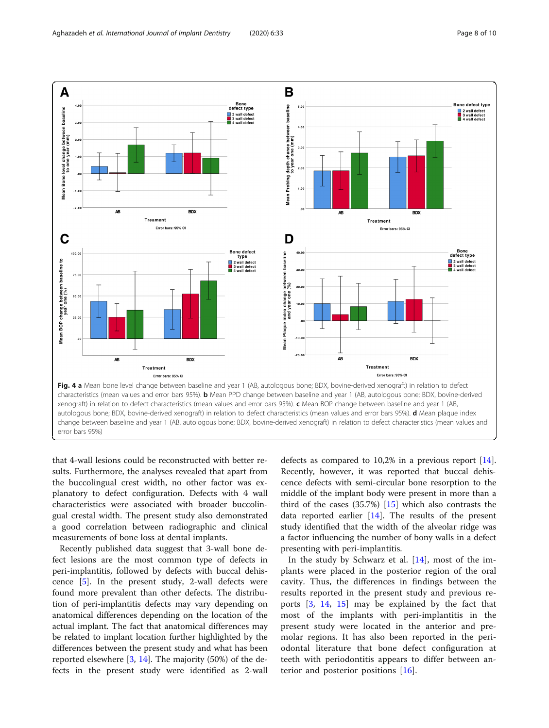**Fig. 4 a** Mean bone level change between baseline and year 1 (AB, autologous bone; BDX, bovine-derived xenograft) in relation to defect characteristics (mean values and error bars 95%). **b** Mean PPD change between baseline and year 1 (AB, autologous bone; BDX, bovine-derived xenograft) in relation to defect characteristics (mean values and error bars 95%). **c** Mean BOP change between baseline and year 1 (AB, autologous bone; BDX, bovine-derived xenograft) in relation to defect characteristics (mean values and error bars 95%). **d** Mean plaque index change between baseline and year 1 (AB, autologous bone; BDX, bovine-derived xenograft) in relation to defect characteristics (mean values and error bars 95%)

that 4-wall lesions could be reconstructed with better results. Furthermore, the analyses revealed that apart from the buccolingual crest width, no other factor was explanatory to defect configuration. Defects with 4 wall characteristics were associated with broader buccolingual crestal width. The present study also demonstrated a good correlation between radiographic and clinical measurements of bone loss at dental implants.

Recently published data suggest that 3-wall bone defect lesions are the most common type of defects in peri-implantitis, followed by defects with buccal dehiscence [5]. In the present study, 2-wall defects were found more prevalent than other defects. The distribution of peri-implantitis defects may vary depending on anatomical differences depending on the location of the actual implant. The fact that anatomical differences may be related to implant location further highlighted by the differences between the present study and what has been reported elsewhere [3, 14]. The majority (50%) of the defects in the present study were identified as 2-wall defects as compared to 10,2% in a previous report [14]. Recently, however, it was reported that buccal dehiscence defects with semi-circular bone resorption to the middle of the implant body were present in more than a third of the cases (35.7%) [15] which also contrasts the data reported earlier [14]. The results of the present study identified that the width of the alveolar ridge was a factor influencing the number of bony walls in a defect presenting with peri-implantitis.

In the study by Schwarz et al. [14], most of the implants were placed in the posterior region of the oral cavity. Thus, the differences in findings between the results reported in the present study and previous reports [3, 14, 15] may be explained by the fact that most of the implants with peri-implantitis in the present study were located in the anterior and premolar regions. It has also been reported in the periodontal literature that bone defect configuration at teeth with periodontitis appears to differ between anterior and posterior positions [16].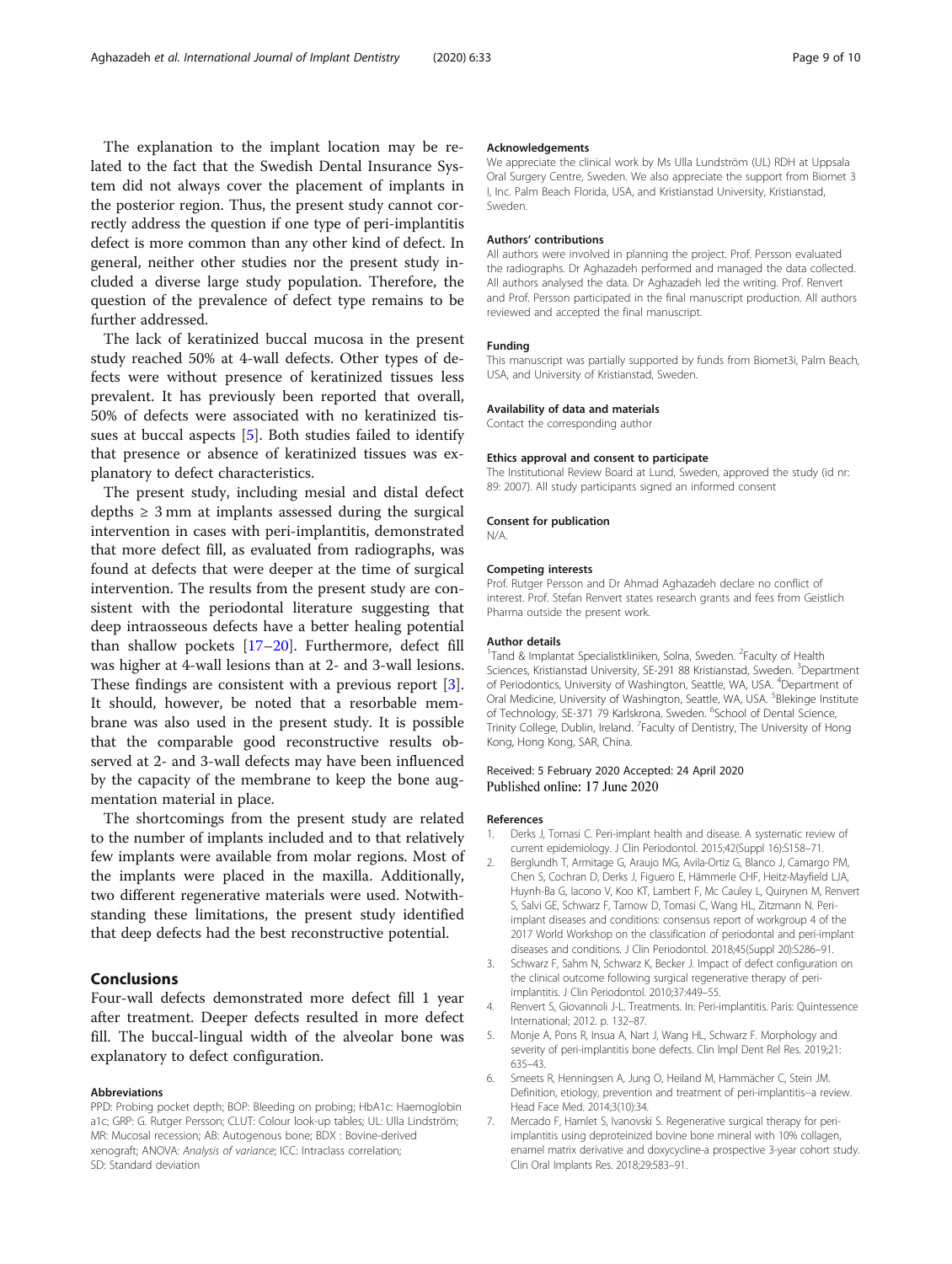The explanation to the implant location may be related to the fact that the Swedish Dental Insurance System did not always cover the placement of implants in the posterior region. Thus, the present study cannot correctly address the question if one type of peri-implantitis defect is more common than any other kind of defect. In general, neither other studies nor the present study included a diverse large study population. Therefore, the question of the prevalence of defect type remains to be further addressed.

The lack of keratinized buccal mucosa in the present study reached 50% at 4-wall defects. Other types of defects were without presence of keratinized tissues less prevalent. It has previously been reported that overall, 50% of defects were associated with no keratinized tissues at buccal aspects [5]. Both studies failed to identify that presence or absence of keratinized tissues was explanatory to defect characteristics.

The present study, including mesial and distal defect depths ≥ 3 mm at implants assessed during the surgical intervention in cases with peri-implantitis, demonstrated that more defect fill, as evaluated from radiographs, was found at defects that were deeper at the time of surgical intervention. The results from the present study are consistent with the periodontal literature suggesting that deep intraosseous defects have a better healing potential than shallow pockets [17–20]. Furthermore, defect fill was higher at 4-wall lesions than at 2- and 3-wall lesions. These findings are consistent with a previous report [3]. It should, however, be noted that a resorbable membrane was also used in the present study. It is possible that the comparable good reconstructive results observed at 2- and 3-wall defects may have been influenced by the capacity of the membrane to keep the bone augmentation material in place.

The shortcomings from the present study are related to the number of implants included and to that relatively few implants were available from molar regions. Most of the implants were placed in the maxilla. Additionally, two different regenerative materials were used. Notwithstanding these limitations, the present study identified that deep defects had the best reconstructive potential.

## Conclusions

Four-wall defects demonstrated more defect fill 1 year after treatment. Deeper defects resulted in more defect fill. The buccal-lingual width of the alveolar bone was explanatory to defect configuration.

#### Abbreviations

PPD: Probing pocket depth; BOP: Bleeding on probing; HbA1c: Haemoglobin a1c; GRP: G. Rutger Persson; CLUT: Colour look-up tables; UL: Ulla Lindström; MR: Mucosal recession; AB: Autogenous bone; BDX : Bovine-derived xenograft; ANOVA: *Analysis of variance*; ICC: Intraclass correlation; SD: Standard deviation

#### Acknowledgements

We appreciate the clinical work by Ms Ulla Lundström (UL) RDH at Uppsala Oral Surgery Centre, Sweden. We also appreciate the support from Biomet 3 I, Inc. Palm Beach Florida, USA, and Kristianstad University, Kristianstad, Sweden.

#### Authors' contributions

All authors were involved in planning the project. Prof. Persson evaluated the radiographs. Dr Aghazadeh performed and managed the data collected. All authors analysed the data. Dr Aghazadeh led the writing. Prof. Renvert and Prof. Persson participated in the final manuscript production. All authors reviewed and accepted the final manuscript.

#### Funding

This manuscript was partially supported by funds from Biomet3i, Palm Beach, USA, and University of Kristianstad, Sweden.

#### Availability of data and materials

Contact the corresponding author

#### Ethics approval and consent to participate

The Institutional Review Board at Lund, Sweden, approved the study (id nr: 89: 2007). All study participants signed an informed consent

#### Consent for publication

N/A.

#### Competing interests

Prof. Rutger Persson and Dr Ahmad Aghazadeh declare no conflict of interest. Prof. Stefan Renvert states research grants and fees from Geistlich Pharma outside the present work.

#### Author details

[1]Tand & Implantat Specialistkliniken, Solna, Sweden. [2]Faculty of Health Sciences, Kristianstad University, SE-291 88 Kristianstad, Sweden. [3]Department of Periodontics, University of Washington, Seattle, WA, USA. [4]Department of Oral Medicine, University of Washington, Seattle, WA, USA. [5]Blekinge Institute of Technology, SE-371 79 Karlskrona, Sweden. [6]School of Dental Science, Trinity College, Dublin, Ireland. [7]Faculty of Dentistry, The University of Hong Kong, Hong Kong, SAR, China.

Received: 5 February 2020 Accepted: 24 April 2020
Published online: 17 June 2020

#### References

1. Derks J, Tomasi C. Peri-implant health and disease. A systematic review of current epidemiology. J Clin Periodontol. 2015;42(Suppl 16):S158–71.
2. Berglundh T, Armitage G, Araujo MG, Avila-Ortiz G, Blanco J, Camargo PM, Chen S, Cochran D, Derks J, Figuero E, Hämmerle CHF, Heitz-Mayfield LJA, Huynh-Ba G, Iacono V, Koo KT, Lambert F, Mc Cauley L, Quirynen M, Renvert S, Salvi GE, Schwarz F, Tarnow D, Tomasi C, Wang HL, Zitzmann N. Peri-implant diseases and conditions: consensus report of workgroup 4 of the 2017 World Workshop on the classification of periodontal and peri-implant diseases and conditions. J Clin Periodontol. 2018;45(Suppl 20):S286–91.
3. Schwarz F, Sahm N, Schwarz K, Becker J. Impact of defect configuration on the clinical outcome following surgical regenerative therapy of peri-implantitis. J Clin Periodontol. 2010;37:449–55.
4. Renvert S, Giovannoli J-L. Treatments. In: Peri-implantitis. Paris: Quintessence International; 2012. p. 132–87.
5. Monje A, Pons R, Insua A, Nart J, Wang HL, Schwarz F. Morphology and severity of peri-implantitis bone defects. Clin Impl Dent Rel Res. 2019;21: 635–43.
6. Smeets R, Henningsen A, Jung O, Heiland M, Hammächer C, Stein JM. Definition, etiology, prevention and treatment of peri-implantitis--a review. Head Face Med. 2014;3(10):34.
7. Mercado F, Hamlet S, Ivanovski S. Regenerative surgical therapy for peri-implantitis using deproteinized bovine bone mineral with 10% collagen, enamel matrix derivative and doxycycline-a prospective 3-year cohort study. Clin Oral Implants Res. 2018;29:583–91.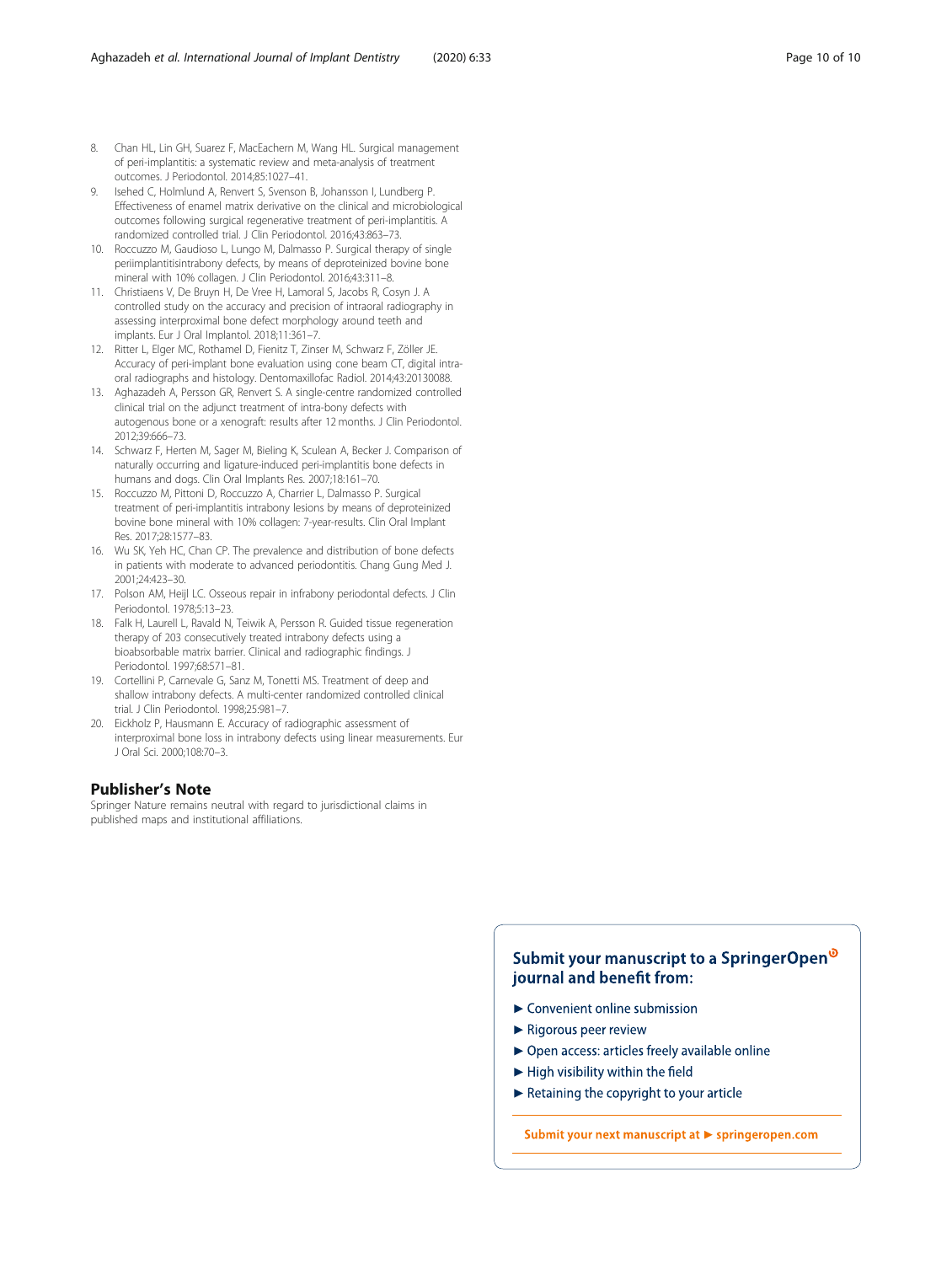8. Chan HL, Lin GH, Suarez F, MacEachern M, Wang HL. Surgical management of peri-implantitis: a systematic review and meta-analysis of treatment outcomes. J Periodontol. 2014;85:1027–41.
9. Isehed C, Holmlund A, Renvert S, Svenson B, Johansson I, Lundberg P. Effectiveness of enamel matrix derivative on the clinical and microbiological outcomes following surgical regenerative treatment of peri-implantitis. A randomized controlled trial. J Clin Periodontol. 2016;43:863–73.
10. Roccuzzo M, Gaudioso L, Lungo M, Dalmasso P. Surgical therapy of single periimplantitisintrabony defects, by means of deproteinized bovine bone mineral with 10% collagen. J Clin Periodontol. 2016;43:311–8.
11. Christiaens V, De Bruyn H, De Vree H, Lamoral S, Jacobs R, Cosyn J. A controlled study on the accuracy and precision of intraoral radiography in assessing interproximal bone defect morphology around teeth and implants. Eur J Oral Implantol. 2018;11:361–7.
12. Ritter L, Elger MC, Rothamel D, Fienitz T, Zinser M, Schwarz F, Zöller JE. Accuracy of peri-implant bone evaluation using cone beam CT, digital intra-oral radiographs and histology. Dentomaxillofac Radiol. 2014;43:20130088.
13. Aghazadeh A, Persson GR, Renvert S. A single-centre randomized controlled clinical trial on the adjunct treatment of intra-bony defects with autogenous bone or a xenograft: results after 12 months. J Clin Periodontol. 2012;39:666–73.
14. Schwarz F, Herten M, Sager M, Bieling K, Sculean A, Becker J. Comparison of naturally occurring and ligature-induced peri-implantitis bone defects in humans and dogs. Clin Oral Implants Res. 2007;18:161–70.
15. Roccuzzo M, Pittoni D, Roccuzzo A, Charrier L, Dalmasso P. Surgical treatment of peri-implantitis intrabony lesions by means of deproteinized bovine bone mineral with 10% collagen: 7-year-results. Clin Oral Implant Res. 2017;28:1577–83.
16. Wu SK, Yeh HC, Chan CP. The prevalence and distribution of bone defects in patients with moderate to advanced periodontitis. Chang Gung Med J. 2001;24:423–30.
17. Polson AM, Heijl LC. Osseous repair in infrabony periodontal defects. J Clin Periodontol. 1978;5:13–23.
18. Falk H, Laurell L, Ravald N, Teiwik A, Persson R. Guided tissue regeneration therapy of 203 consecutively treated intrabony defects using a bioabsorbable matrix barrier. Clinical and radiographic findings. J Periodontol. 1997;68:571–81.
19. Cortellini P, Carnevale G, Sanz M, Tonetti MS. Treatment of deep and shallow intrabony defects. A multi-center randomized controlled clinical trial. J Clin Periodontol. 1998;25:981–7.
20. Eickholz P, Hausmann E. Accuracy of radiographic assessment of interproximal bone loss in intrabony defects using linear measurements. Eur J Oral Sci. 2000;108:70–3.

## Publisher's Note

Springer Nature remains neutral with regard to jurisdictional claims in published maps and institutional affiliations.

**Submit your manuscript to a SpringerOpen journal and benefit from:**

- ► Convenient online submission
- ► Rigorous peer review
- ► Open access: articles freely available online
- ► High visibility within the field
- ► Retaining the copyright to your article

**Submit your next manuscript at ► springeropen.com**